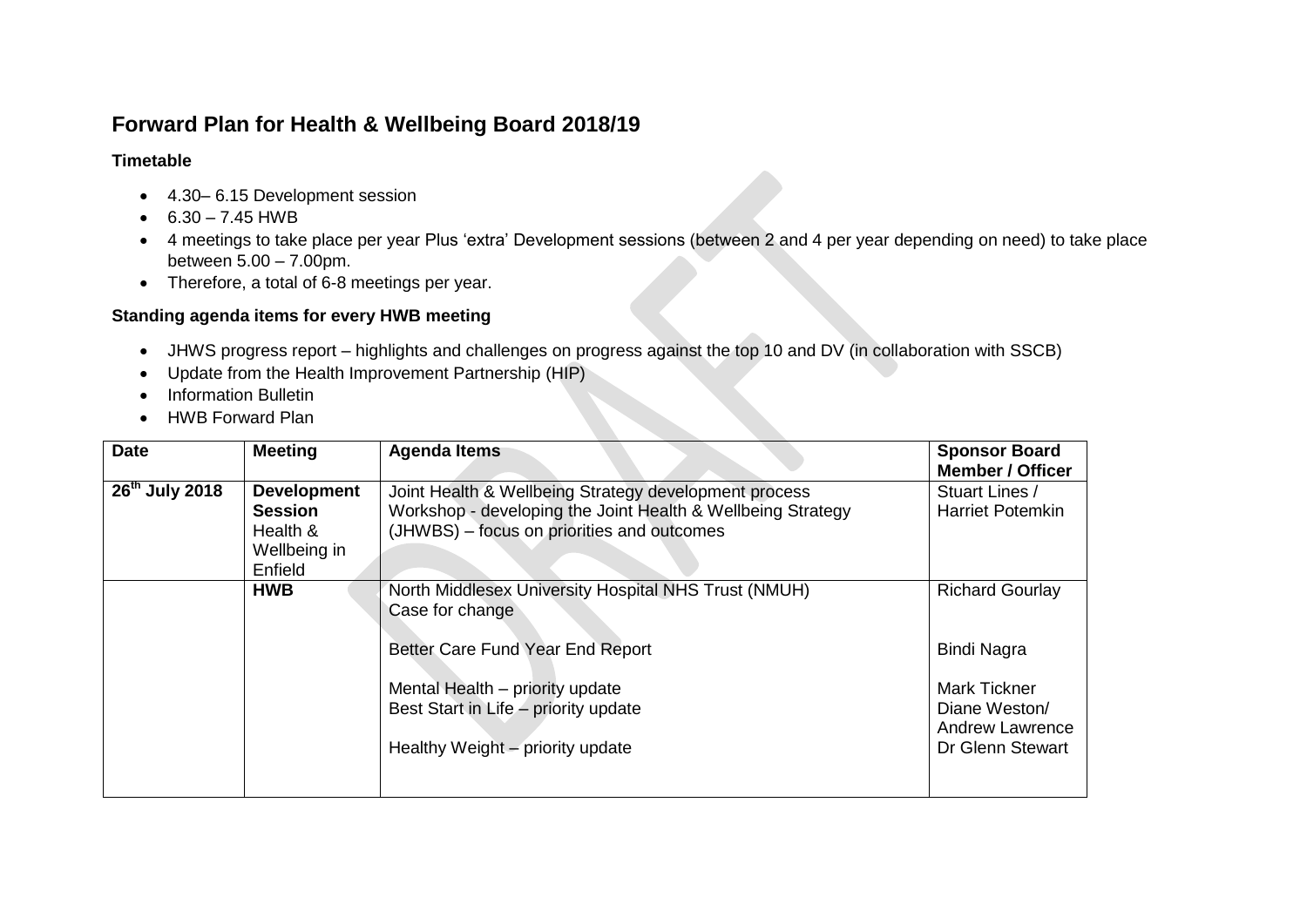# Forward Plan for Health & Wellbeing Board 2018/19

**Timetable**

- 4.30– 6.15 Development session
- 6.30 – 7.45 HWB
- 4 meetings to take place per year Plus 'extra' Development sessions (between 2 and 4 per year depending on need) to take place between 5.00 – 7.00pm.
- Therefore, a total of 6-8 meetings per year.

**Standing agenda items for every HWB meeting**

- JHWS progress report – highlights and challenges on progress against the top 10 and DV (in collaboration with SSCB)
- Update from the Health Improvement Partnership (HIP)
- Information Bulletin
- HWB Forward Plan

| Date | Meeting | Agenda Items | Sponsor Board Member / Officer |
|---|---|---|---|
| **26th July 2018** | **Development Session** Health & Wellbeing in Enfield | Joint Health & Wellbeing Strategy development process<br>Workshop - developing the Joint Health & Wellbeing Strategy (JHWBS) – focus on priorities and outcomes | Stuart Lines / Harriet Potemkin |
| | **HWB** | North Middlesex University Hospital NHS Trust (NMUH) Case for change<br><br>Better Care Fund Year End Report<br><br>Mental Health – priority update<br>Best Start in Life – priority update<br><br>Healthy Weight – priority update | Richard Gourlay<br><br>Bindi Nagra<br><br>Mark Tickner<br>Diane Weston/ Andrew Lawrence<br>Dr Glenn Stewart |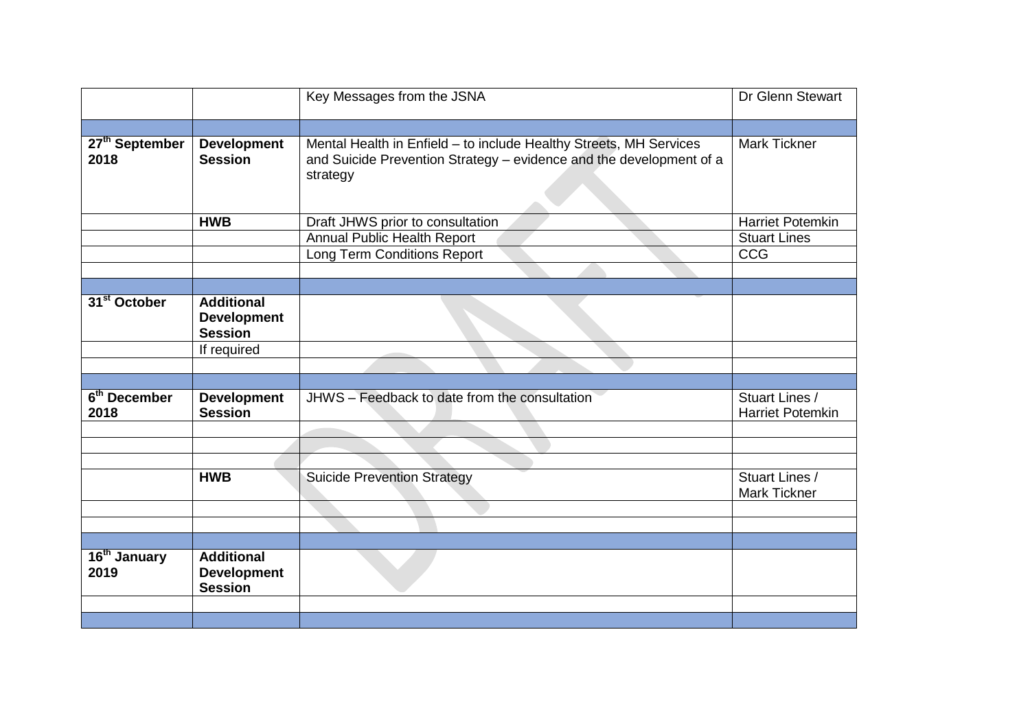| | | | |
|---|---|---|---|
| | | Key Messages from the JSNA | Dr Glenn Stewart |
| | | | |
| 27th September 2018 | **Development Session** | Mental Health in Enfield – to include Healthy Streets, MH Services and Suicide Prevention Strategy – evidence and the development of a strategy | Mark Tickner |
| | **HWB** | Draft JHWS prior to consultation | Harriet Potemkin |
| | | Annual Public Health Report | Stuart Lines |
| | | Long Term Conditions Report | CCG |
| | | | |
| | | | |
| **31st October** | **Additional Development Session** | | |
| | If required | | |
| | | | |
| | | | |
| **6th December 2018** | **Development Session** | JHWS – Feedback to date from the consultation | Stuart Lines / Harriet Potemkin |
| | | | |
| | | | |
| | | | |
| | **HWB** | Suicide Prevention Strategy | Stuart Lines / Mark Tickner |
| | | | |
| | | | |
| | | | |
| **16th January 2019** | **Additional Development Session** | | |
| | | | |
| | | | |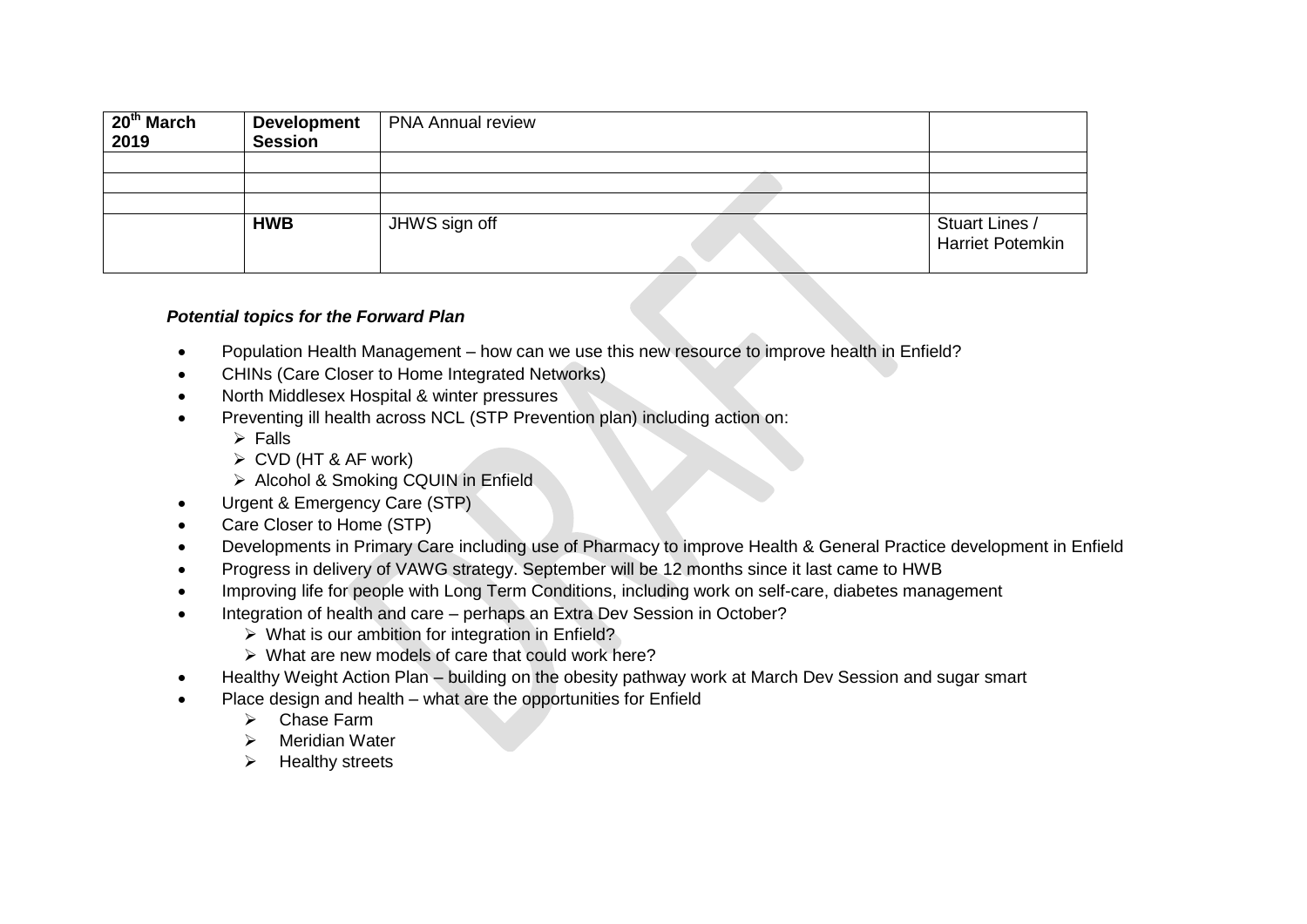| | | | |
|---|---|---|---|
| **20th March 2019** | **Development Session** | PNA Annual review | |
| | | | |
| | | | |
| | | | |
| | **HWB** | JHWS sign off | Stuart Lines / Harriet Potemkin |

***Potential topics for the Forward Plan***

- Population Health Management – how can we use this new resource to improve health in Enfield?
- CHINs (Care Closer to Home Integrated Networks)
- North Middlesex Hospital & winter pressures
- Preventing ill health across NCL (STP Prevention plan) including action on:
  - Falls
  - CVD (HT & AF work)
  - Alcohol & Smoking CQUIN in Enfield
- Urgent & Emergency Care (STP)
- Care Closer to Home (STP)
- Developments in Primary Care including use of Pharmacy to improve Health & General Practice development in Enfield
- Progress in delivery of VAWG strategy. September will be 12 months since it last came to HWB
- Improving life for people with Long Term Conditions, including work on self-care, diabetes management
- Integration of health and care – perhaps an Extra Dev Session in October?
  - What is our ambition for integration in Enfield?
  - What are new models of care that could work here?
- Healthy Weight Action Plan – building on the obesity pathway work at March Dev Session and sugar smart
- Place design and health – what are the opportunities for Enfield
  - Chase Farm
  - Meridian Water
  - Healthy streets